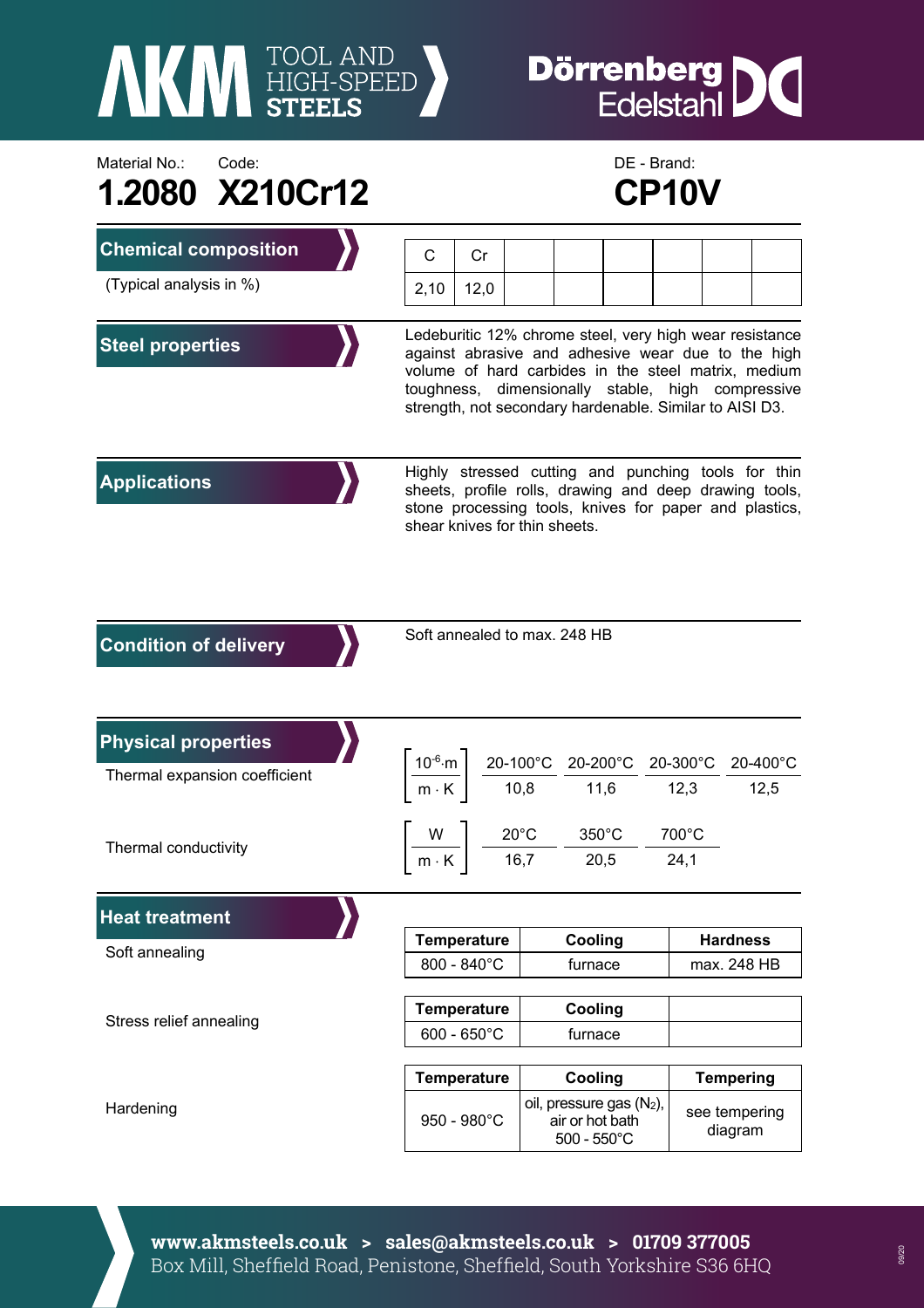# AKM TOOL AND HIGH-SPEED STEELS — Dörrenberg Edelstahl

Material No.: **1.2080**

Code: **X210Cr12**

DE - Brand: **CP10V**

## Chemical composition

(Typical analysis in %)

| C | Cr |
|---|---|
| 2,10 | 12,0 |

## Steel properties

Ledeburitic 12% chrome steel, very high wear resistance against abrasive and adhesive wear due to the high volume of hard carbides in the steel matrix, medium toughness, dimensionally stable, high compressive strength, not secondary hardenable. Similar to AISI D3.

## Applications

Highly stressed cutting and punching tools for thin sheets, profile rolls, drawing and deep drawing tools, stone processing tools, knives for paper and plastics, shear knives for thin sheets.

## Condition of delivery

Soft annealed to max. 248 HB

## Physical properties

Thermal expansion coefficient $\left[\frac{10^{-6} \cdot m}{m \cdot K}\right]$

| 20-100°C | 20-200°C | 20-300°C | 20-400°C |
|---|---|---|---|
| 10,8 | 11,6 | 12,3 | 12,5 |

Thermal conductivity $\left[\frac{W}{m \cdot K}\right]$

| 20°C | 350°C | 700°C |
|---|---|---|
| 16,7 | 20,5 | 24,1 |

## Heat treatment

Soft annealing

| Temperature | Cooling | Hardness |
|---|---|---|
| 800 - 840°C | furnace | max. 248 HB |

Stress relief annealing

| Temperature | Cooling | |
|---|---|---|
| 600 - 650°C | furnace | |

Hardening

| Temperature | Cooling | Tempering |
|---|---|---|
| 950 - 980°C | oil, pressure gas ($N_2$), air or hot bath 500 - 550°C | see tempering diagram |

**www.akmsteels.co.uk > sales@akmsteels.co.uk > 01709 377005**
Box Mill, Sheffield Road, Penistone, Sheffield, South Yorkshire S36 6HQ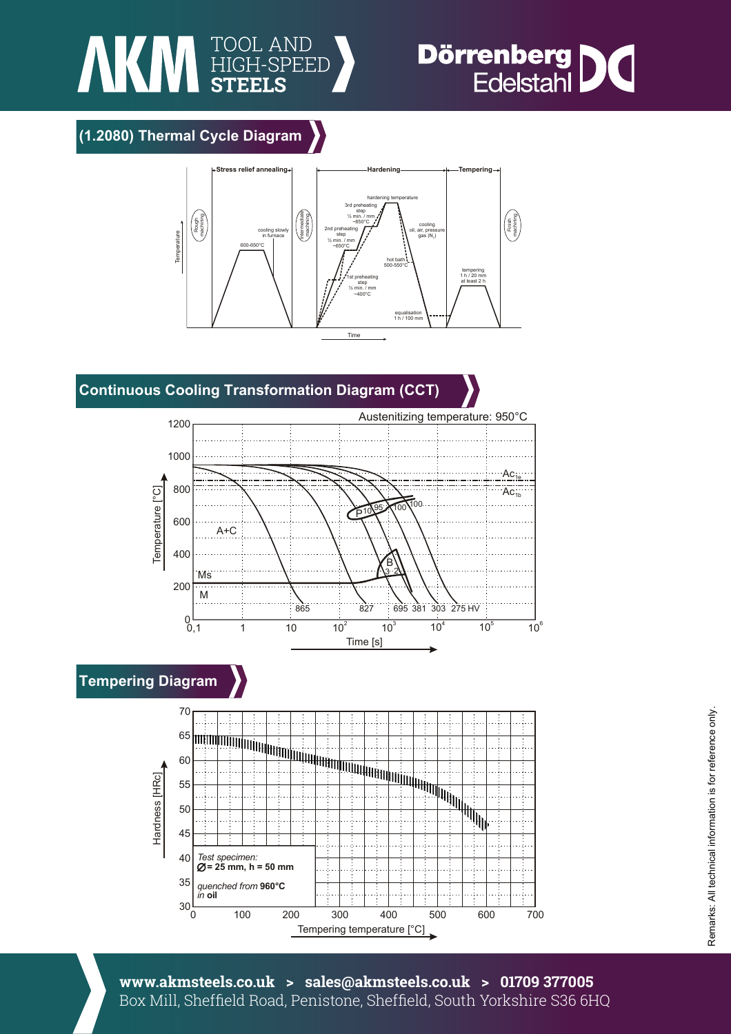AKM TOOL AND HIGH-SPEED STEELS

Dörrenberg Edelstahl

## (1.2080) Thermal Cycle Diagram

Stress relief annealing

Hardening

Tempering

Rough machining

Intermediate machining

Finish machining

Temperature

Time

600-650°C

cooling slowly in furnace

hardening temperature

3rd preheating step ½ min. / mm ~850°C

2nd preheating step ½ min. / mm ~650°C

1st preheating step ½ min. / mm ~400°C

cooling oil, air, pressure gas ($N_2$)

hot bath 500-550°C

equalisation 1 h / 100 mm

tempering 1 h / 20 mm at least 2 h

## Continuous Cooling Transformation Diagram (CCT)

Austenitizing temperature: 950°C

1200
1000
800
600
400
200
0

Temperature [°C]

$Ac_{1e}$

$Ac_{1b}$

A+C

P 10 95 100 100

B 3 2

Ms

M

865 827 695 381 303 275 HV

0,1 1 10 $10^2$ $10^3$ $10^4$ $10^5$ $10^6$

Time [s]

## Tempering Diagram

70
65
60
55
50
45
40
35
30

Hardness [HRc]

*Test specimen:*
**Ø = 25 mm, h = 50 mm**

*quenched from* **960°C**
*in* **oil**

0 100 200 300 400 500 600 700

Tempering temperature [°C]

Remarks: All technical information is for reference only.

**www.akmsteels.co.uk > sales@akmsteels.co.uk > 01709 377005**
Box Mill, Sheffield Road, Penistone, Sheffield, South Yorkshire S36 6HQ